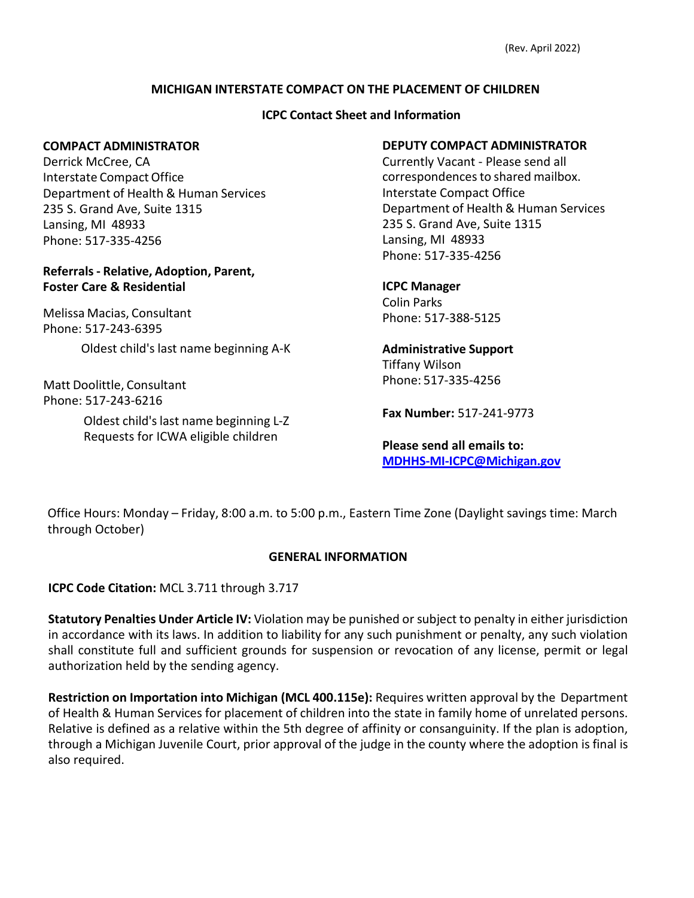(Rev. April 2022)

## MICHIGAN INTERSTATE COMPACT ON THE PLACEMENT OF CHILDREN

### ICPC Contact Sheet and Information

**COMPACT ADMINISTRATOR**
Derrick McCree, CA
Interstate Compact Office
Department of Health & Human Services
235 S. Grand Ave, Suite 1315
Lansing, MI 48933
Phone: 517-335-4256

**Referrals - Relative, Adoption, Parent, Foster Care & Residential**

Melissa Macias, Consultant
Phone: 517-243-6395

Oldest child's last name beginning A-K

Matt Doolittle, Consultant
Phone: 517-243-6216

Oldest child's last name beginning L-Z
Requests for ICWA eligible children

**DEPUTY COMPACT ADMINISTRATOR**
Currently Vacant - Please send all correspondences to shared mailbox.
Interstate Compact Office
Department of Health & Human Services
235 S. Grand Ave, Suite 1315
Lansing, MI 48933
Phone: 517-335-4256

**ICPC Manager**
Colin Parks
Phone: 517-388-5125

**Administrative Support**
Tiffany Wilson
Phone: 517-335-4256

**Fax Number:** 517-241-9773

**Please send all emails to:**
**MDHHS-MI-ICPC@Michigan.gov**

Office Hours: Monday – Friday, 8:00 a.m. to 5:00 p.m., Eastern Time Zone (Daylight savings time: March through October)

### GENERAL INFORMATION

**ICPC Code Citation:** MCL 3.711 through 3.717

**Statutory Penalties Under Article IV:** Violation may be punished or subject to penalty in either jurisdiction in accordance with its laws. In addition to liability for any such punishment or penalty, any such violation shall constitute full and sufficient grounds for suspension or revocation of any license, permit or legal authorization held by the sending agency.

**Restriction on Importation into Michigan (MCL 400.115e):** Requires written approval by the Department of Health & Human Services for placement of children into the state in family home of unrelated persons. Relative is defined as a relative within the 5th degree of affinity or consanguinity. If the plan is adoption, through a Michigan Juvenile Court, prior approval of the judge in the county where the adoption is final is also required.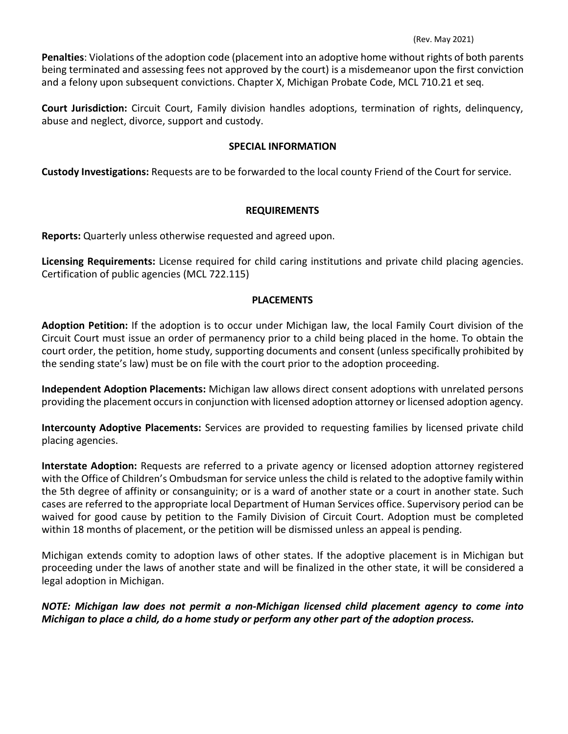**Penalties**: Violations of the adoption code (placement into an adoptive home without rights of both parents being terminated and assessing fees not approved by the court) is a misdemeanor upon the first conviction and a felony upon subsequent convictions. Chapter X, Michigan Probate Code, MCL 710.21 et seq.

**Court Jurisdiction:** Circuit Court, Family division handles adoptions, termination of rights, delinquency, abuse and neglect, divorce, support and custody.

## SPECIAL INFORMATION

**Custody Investigations:** Requests are to be forwarded to the local county Friend of the Court for service.

## REQUIREMENTS

**Reports:** Quarterly unless otherwise requested and agreed upon.

**Licensing Requirements:** License required for child caring institutions and private child placing agencies. Certification of public agencies (MCL 722.115)

## PLACEMENTS

**Adoption Petition:** If the adoption is to occur under Michigan law, the local Family Court division of the Circuit Court must issue an order of permanency prior to a child being placed in the home. To obtain the court order, the petition, home study, supporting documents and consent (unless specifically prohibited by the sending state's law) must be on file with the court prior to the adoption proceeding.

**Independent Adoption Placements:** Michigan law allows direct consent adoptions with unrelated persons providing the placement occurs in conjunction with licensed adoption attorney or licensed adoption agency.

**Intercounty Adoptive Placements:** Services are provided to requesting families by licensed private child placing agencies.

**Interstate Adoption:** Requests are referred to a private agency or licensed adoption attorney registered with the Office of Children's Ombudsman for service unless the child is related to the adoptive family within the 5th degree of affinity or consanguinity; or is a ward of another state or a court in another state. Such cases are referred to the appropriate local Department of Human Services office. Supervisory period can be waived for good cause by petition to the Family Division of Circuit Court. Adoption must be completed within 18 months of placement, or the petition will be dismissed unless an appeal is pending.

Michigan extends comity to adoption laws of other states. If the adoptive placement is in Michigan but proceeding under the laws of another state and will be finalized in the other state, it will be considered a legal adoption in Michigan.

***NOTE: Michigan law does not permit a non-Michigan licensed child placement agency to come into Michigan to place a child, do a home study or perform any other part of the adoption process.***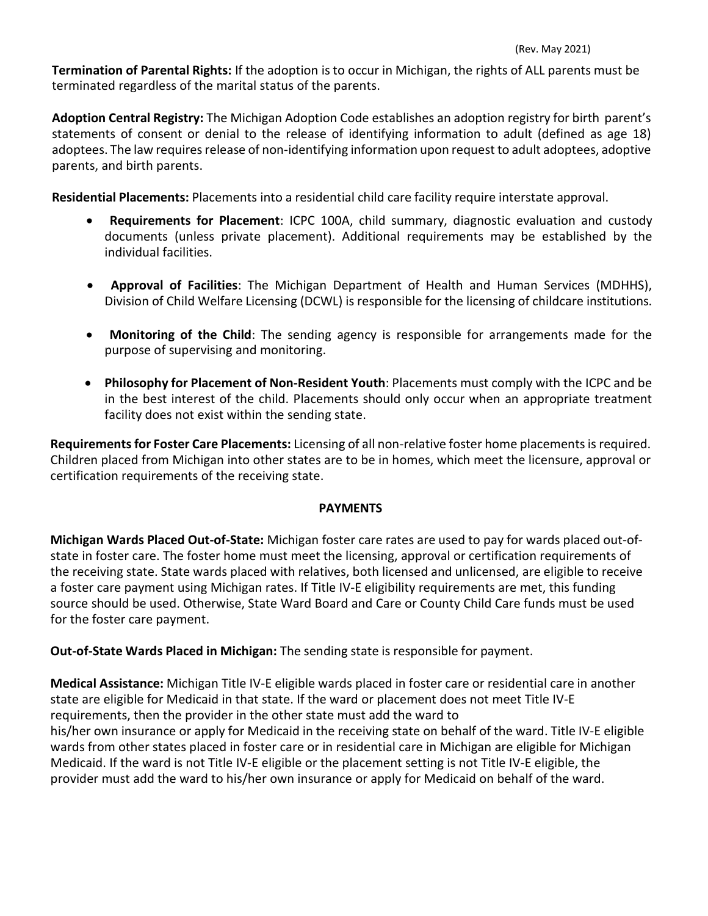**Termination of Parental Rights:** If the adoption is to occur in Michigan, the rights of ALL parents must be terminated regardless of the marital status of the parents.

**Adoption Central Registry:** The Michigan Adoption Code establishes an adoption registry for birth parent's statements of consent or denial to the release of identifying information to adult (defined as age 18) adoptees. The law requires release of non-identifying information upon request to adult adoptees, adoptive parents, and birth parents.

**Residential Placements:** Placements into a residential child care facility require interstate approval.

- **Requirements for Placement**: ICPC 100A, child summary, diagnostic evaluation and custody documents (unless private placement). Additional requirements may be established by the individual facilities.
- **Approval of Facilities**: The Michigan Department of Health and Human Services (MDHHS), Division of Child Welfare Licensing (DCWL) is responsible for the licensing of childcare institutions.
- **Monitoring of the Child**: The sending agency is responsible for arrangements made for the purpose of supervising and monitoring.
- **Philosophy for Placement of Non-Resident Youth**: Placements must comply with the ICPC and be in the best interest of the child. Placements should only occur when an appropriate treatment facility does not exist within the sending state.

**Requirements for Foster Care Placements:** Licensing of all non-relative foster home placements is required. Children placed from Michigan into other states are to be in homes, which meet the licensure, approval or certification requirements of the receiving state.

## PAYMENTS

**Michigan Wards Placed Out-of-State:** Michigan foster care rates are used to pay for wards placed out-of-state in foster care. The foster home must meet the licensing, approval or certification requirements of the receiving state. State wards placed with relatives, both licensed and unlicensed, are eligible to receive a foster care payment using Michigan rates. If Title IV-E eligibility requirements are met, this funding source should be used. Otherwise, State Ward Board and Care or County Child Care funds must be used for the foster care payment.

**Out-of-State Wards Placed in Michigan:** The sending state is responsible for payment.

**Medical Assistance:** Michigan Title IV-E eligible wards placed in foster care or residential care in another state are eligible for Medicaid in that state. If the ward or placement does not meet Title IV-E requirements, then the provider in the other state must add the ward to his/her own insurance or apply for Medicaid in the receiving state on behalf of the ward. Title IV-E eligible wards from other states placed in foster care or in residential care in Michigan are eligible for Michigan Medicaid. If the ward is not Title IV-E eligible or the placement setting is not Title IV-E eligible, the provider must add the ward to his/her own insurance or apply for Medicaid on behalf of the ward.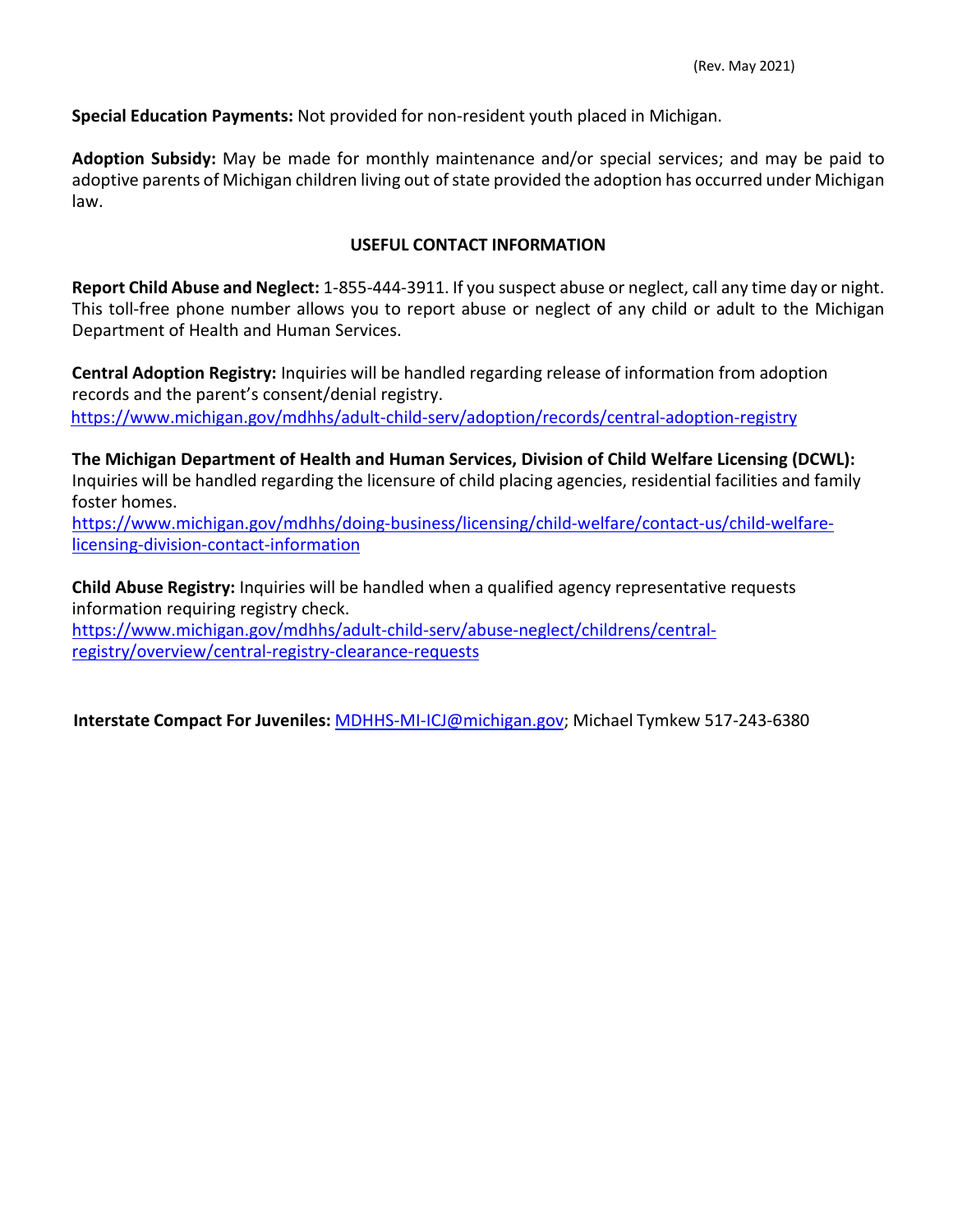(Rev. May 2021)

**Special Education Payments:** Not provided for non-resident youth placed in Michigan.

**Adoption Subsidy:** May be made for monthly maintenance and/or special services; and may be paid to adoptive parents of Michigan children living out of state provided the adoption has occurred under Michigan law.

## USEFUL CONTACT INFORMATION

**Report Child Abuse and Neglect:** 1-855-444-3911. If you suspect abuse or neglect, call any time day or night. This toll-free phone number allows you to report abuse or neglect of any child or adult to the Michigan Department of Health and Human Services.

**Central Adoption Registry:** Inquiries will be handled regarding release of information from adoption records and the parent's consent/denial registry.
https://www.michigan.gov/mdhhs/adult-child-serv/adoption/records/central-adoption-registry

**The Michigan Department of Health and Human Services, Division of Child Welfare Licensing (DCWL):** Inquiries will be handled regarding the licensure of child placing agencies, residential facilities and family foster homes.
https://www.michigan.gov/mdhhs/doing-business/licensing/child-welfare/contact-us/child-welfare-licensing-division-contact-information

**Child Abuse Registry:** Inquiries will be handled when a qualified agency representative requests information requiring registry check.
https://www.michigan.gov/mdhhs/adult-child-serv/abuse-neglect/childrens/central-registry/overview/central-registry-clearance-requests

**Interstate Compact For Juveniles:** MDHHS-MI-ICJ@michigan.gov; Michael Tymkew 517-243-6380